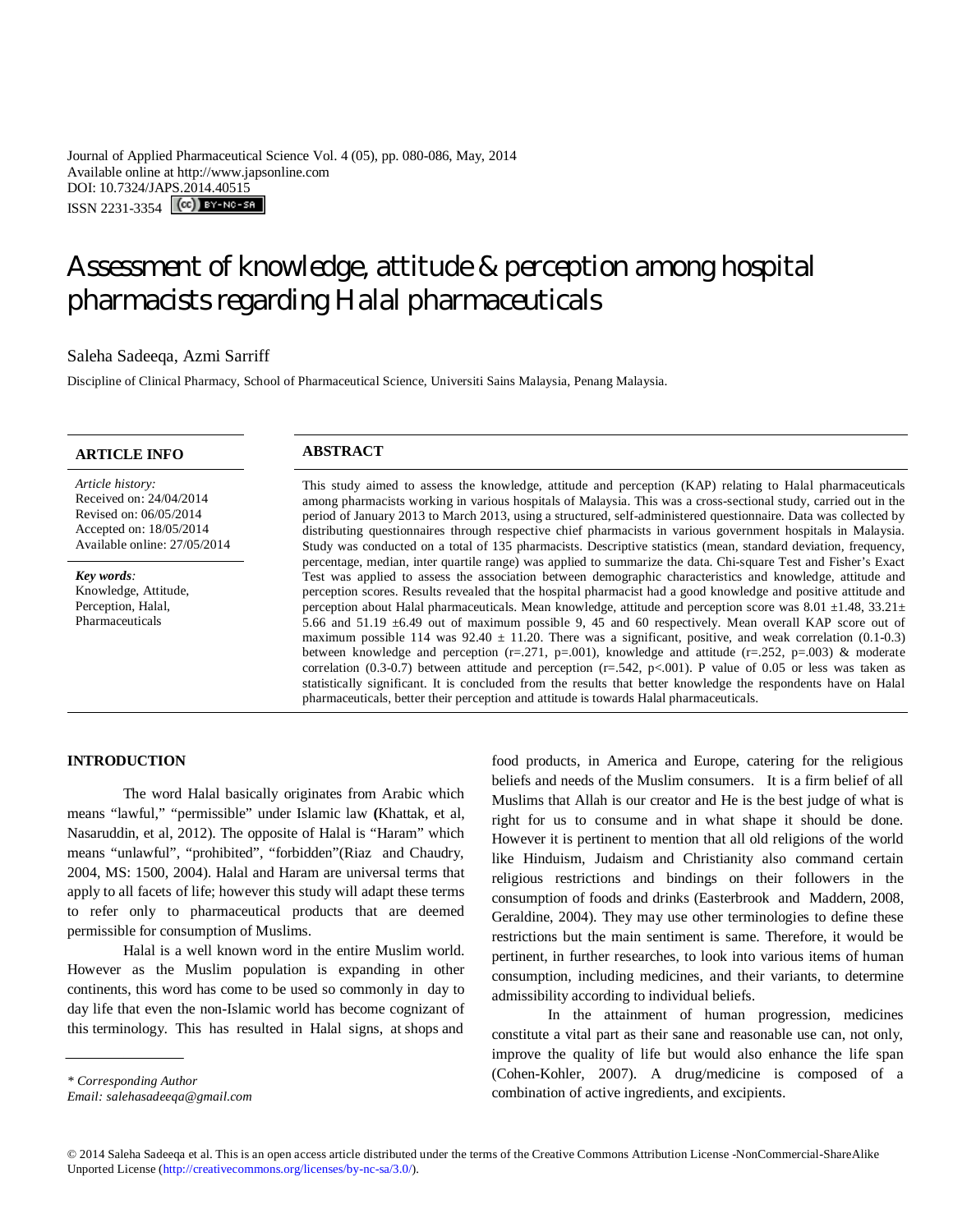Journal of Applied Pharmaceutical Science Vol. 4 (05), pp. 080-086, May, 2014
Available online at http://www.japsonline.com
DOI: 10.7324/JAPS.2014.40515
ISSN 2231-3354

# Assessment of knowledge, attitude & perception among hospital pharmacists regarding Halal pharmaceuticals

Saleha Sadeeqa, Azmi Sarriff

Discipline of Clinical Pharmacy, School of Pharmaceutical Science, Universiti Sains Malaysia, Penang Malaysia.

**ARTICLE INFO**

*Article history:*
Received on: 24/04/2014
Revised on: 06/05/2014
Accepted on: 18/05/2014
Available online: 27/05/2014

***Key words:***
Knowledge, Attitude, Perception, Halal, Pharmaceuticals

**ABSTRACT**

This study aimed to assess the knowledge, attitude and perception (KAP) relating to Halal pharmaceuticals among pharmacists working in various hospitals of Malaysia. This was a cross-sectional study, carried out in the period of January 2013 to March 2013, using a structured, self-administered questionnaire. Data was collected by distributing questionnaires through respective chief pharmacists in various government hospitals in Malaysia. Study was conducted on a total of 135 pharmacists. Descriptive statistics (mean, standard deviation, frequency, percentage, median, inter quartile range) was applied to summarize the data. Chi-square Test and Fisher's Exact Test was applied to assess the association between demographic characteristics and knowledge, attitude and perception scores. Results revealed that the hospital pharmacist had a good knowledge and positive attitude and perception about Halal pharmaceuticals. Mean knowledge, attitude and perception score was 8.01 ±1.48, 33.21± 5.66 and 51.19 ±6.49 out of maximum possible 9, 45 and 60 respectively. Mean overall KAP score out of maximum possible 114 was 92.40 ± 11.20. There was a significant, positive, and weak correlation (0.1-0.3) between knowledge and perception (r=.271, p=.001), knowledge and attitude (r=.252, p=.003) & moderate correlation (0.3-0.7) between attitude and perception (r=.542, p<.001). P value of 0.05 or less was taken as statistically significant. It is concluded from the results that better knowledge the respondents have on Halal pharmaceuticals, better their perception and attitude is towards Halal pharmaceuticals.

## INTRODUCTION

The word Halal basically originates from Arabic which means "lawful," "permissible" under Islamic law **(**Khattak, et al, Nasaruddin, et al, 2012). The opposite of Halal is "Haram" which means "unlawful", "prohibited", "forbidden"(Riaz and Chaudry, 2004, MS: 1500, 2004). Halal and Haram are universal terms that apply to all facets of life; however this study will adapt these terms to refer only to pharmaceutical products that are deemed permissible for consumption of Muslims.

Halal is a well known word in the entire Muslim world. However as the Muslim population is expanding in other continents, this word has come to be used so commonly in day to day life that even the non-Islamic world has become cognizant of this terminology. This has resulted in Halal signs, at shops and food products, in America and Europe, catering for the religious beliefs and needs of the Muslim consumers. It is a firm belief of all Muslims that Allah is our creator and He is the best judge of what is right for us to consume and in what shape it should be done. However it is pertinent to mention that all old religions of the world like Hinduism, Judaism and Christianity also command certain religious restrictions and bindings on their followers in the consumption of foods and drinks (Easterbrook and Maddern, 2008, Geraldine, 2004). They may use other terminologies to define these restrictions but the main sentiment is same. Therefore, it would be pertinent, in further researches, to look into various items of human consumption, including medicines, and their variants, to determine admissibility according to individual beliefs.

In the attainment of human progression, medicines constitute a vital part as their sane and reasonable use can, not only, improve the quality of life but would also enhance the life span (Cohen-Kohler, 2007). A drug/medicine is composed of a combination of active ingredients, and excipients.

*\* Corresponding Author*
*Email: salehasadeeqa@gmail.com*

© 2014 Saleha Sadeeqa et al. This is an open access article distributed under the terms of the Creative Commons Attribution License -NonCommercial-ShareAlike Unported License (http://creativecommons.org/licenses/by-nc-sa/3.0/).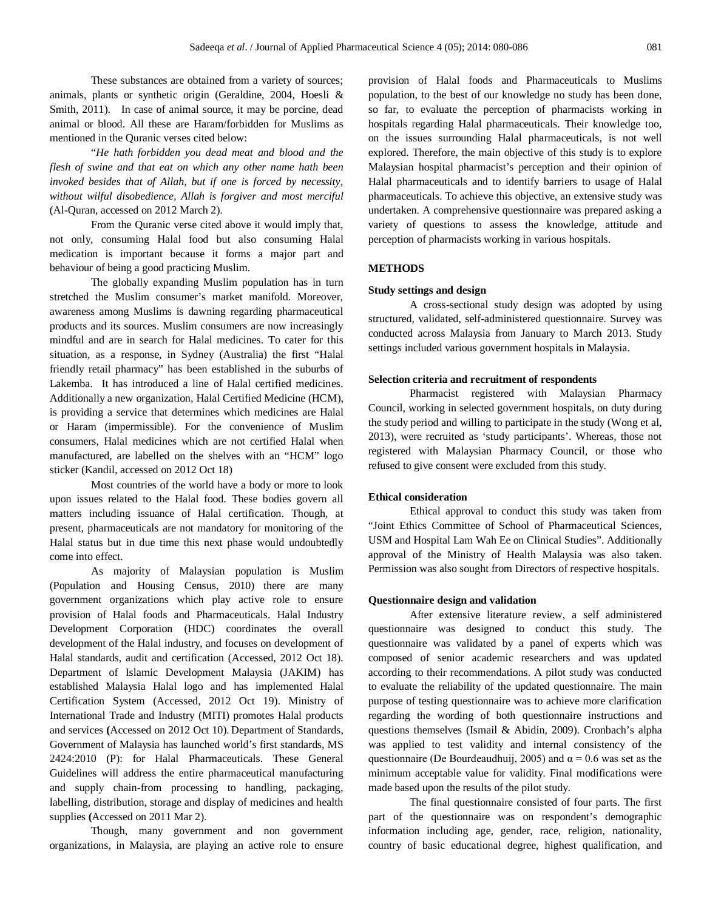These substances are obtained from a variety of sources; animals, plants or synthetic origin (Geraldine, 2004, Hoesli & Smith, 2011). In case of animal source, it may be porcine, dead animal or blood. All these are Haram/forbidden for Muslims as mentioned in the Quranic verses cited below:

"*He hath forbidden you dead meat and blood and the flesh of swine and that eat on which any other name hath been invoked besides that of Allah, but if one is forced by necessity, without wilful disobedience, Allah is forgiver and most merciful* (Al-Quran, accessed on 2012 March 2).

From the Quranic verse cited above it would imply that, not only, consuming Halal food but also consuming Halal medication is important because it forms a major part and behaviour of being a good practicing Muslim.

The globally expanding Muslim population has in turn stretched the Muslim consumer's market manifold. Moreover, awareness among Muslims is dawning regarding pharmaceutical products and its sources. Muslim consumers are now increasingly mindful and are in search for Halal medicines. To cater for this situation, as a response, in Sydney (Australia) the first "Halal friendly retail pharmacy" has been established in the suburbs of Lakemba. It has introduced a line of Halal certified medicines. Additionally a new organization, Halal Certified Medicine (HCM), is providing a service that determines which medicines are Halal or Haram (impermissible). For the convenience of Muslim consumers, Halal medicines which are not certified Halal when manufactured, are labelled on the shelves with an "HCM" logo sticker (Kandil, accessed on 2012 Oct 18)

Most countries of the world have a body or more to look upon issues related to the Halal food. These bodies govern all matters including issuance of Halal certification. Though, at present, pharmaceuticals are not mandatory for monitoring of the Halal status but in due time this next phase would undoubtedly come into effect.

As majority of Malaysian population is Muslim (Population and Housing Census, 2010) there are many government organizations which play active role to ensure provision of Halal foods and Pharmaceuticals. Halal Industry Development Corporation (HDC) coordinates the overall development of the Halal industry, and focuses on development of Halal standards, audit and certification (Accessed, 2012 Oct 18). Department of Islamic Development Malaysia (JAKIM) has established Malaysia Halal logo and has implemented Halal Certification System (Accessed, 2012 Oct 19). Ministry of International Trade and Industry (MITI) promotes Halal products and services **(**Accessed on 2012 Oct 10). Department of Standards, Government of Malaysia has launched world's first standards, MS 2424:2010 (P): for Halal Pharmaceuticals. These General Guidelines will address the entire pharmaceutical manufacturing and supply chain-from processing to handling, packaging, labelling, distribution, storage and display of medicines and health supplies **(**Accessed on 2011 Mar 2).

Though, many government and non government organizations, in Malaysia, are playing an active role to ensure provision of Halal foods and Pharmaceuticals to Muslims population, to the best of our knowledge no study has been done, so far, to evaluate the perception of pharmacists working in hospitals regarding Halal pharmaceuticals. Their knowledge too, on the issues surrounding Halal pharmaceuticals, is not well explored. Therefore, the main objective of this study is to explore Malaysian hospital pharmacist's perception and their opinion of Halal pharmaceuticals and to identify barriers to usage of Halal pharmaceuticals. To achieve this objective, an extensive study was undertaken. A comprehensive questionnaire was prepared asking a variety of questions to assess the knowledge, attitude and perception of pharmacists working in various hospitals.

## METHODS

### Study settings and design

A cross-sectional study design was adopted by using structured, validated, self-administered questionnaire. Survey was conducted across Malaysia from January to March 2013. Study settings included various government hospitals in Malaysia.

### Selection criteria and recruitment of respondents

Pharmacist registered with Malaysian Pharmacy Council, working in selected government hospitals, on duty during the study period and willing to participate in the study (Wong et al, 2013), were recruited as 'study participants'. Whereas, those not registered with Malaysian Pharmacy Council, or those who refused to give consent were excluded from this study.

### Ethical consideration

Ethical approval to conduct this study was taken from "Joint Ethics Committee of School of Pharmaceutical Sciences, USM and Hospital Lam Wah Ee on Clinical Studies". Additionally approval of the Ministry of Health Malaysia was also taken. Permission was also sought from Directors of respective hospitals.

### Questionnaire design and validation

After extensive literature review, a self administered questionnaire was designed to conduct this study. The questionnaire was validated by a panel of experts which was composed of senior academic researchers and was updated according to their recommendations. A pilot study was conducted to evaluate the reliability of the updated questionnaire. The main purpose of testing questionnaire was to achieve more clarification regarding the wording of both questionnaire instructions and questions themselves (Ismail & Abidin, 2009). Cronbach's alpha was applied to test validity and internal consistency of the questionnaire (De Bourdeaudhuij, 2005) and $\alpha = 0.6$ was set as the minimum acceptable value for validity. Final modifications were made based upon the results of the pilot study.

The final questionnaire consisted of four parts. The first part of the questionnaire was on respondent's demographic information including age, gender, race, religion, nationality, country of basic educational degree, highest qualification, and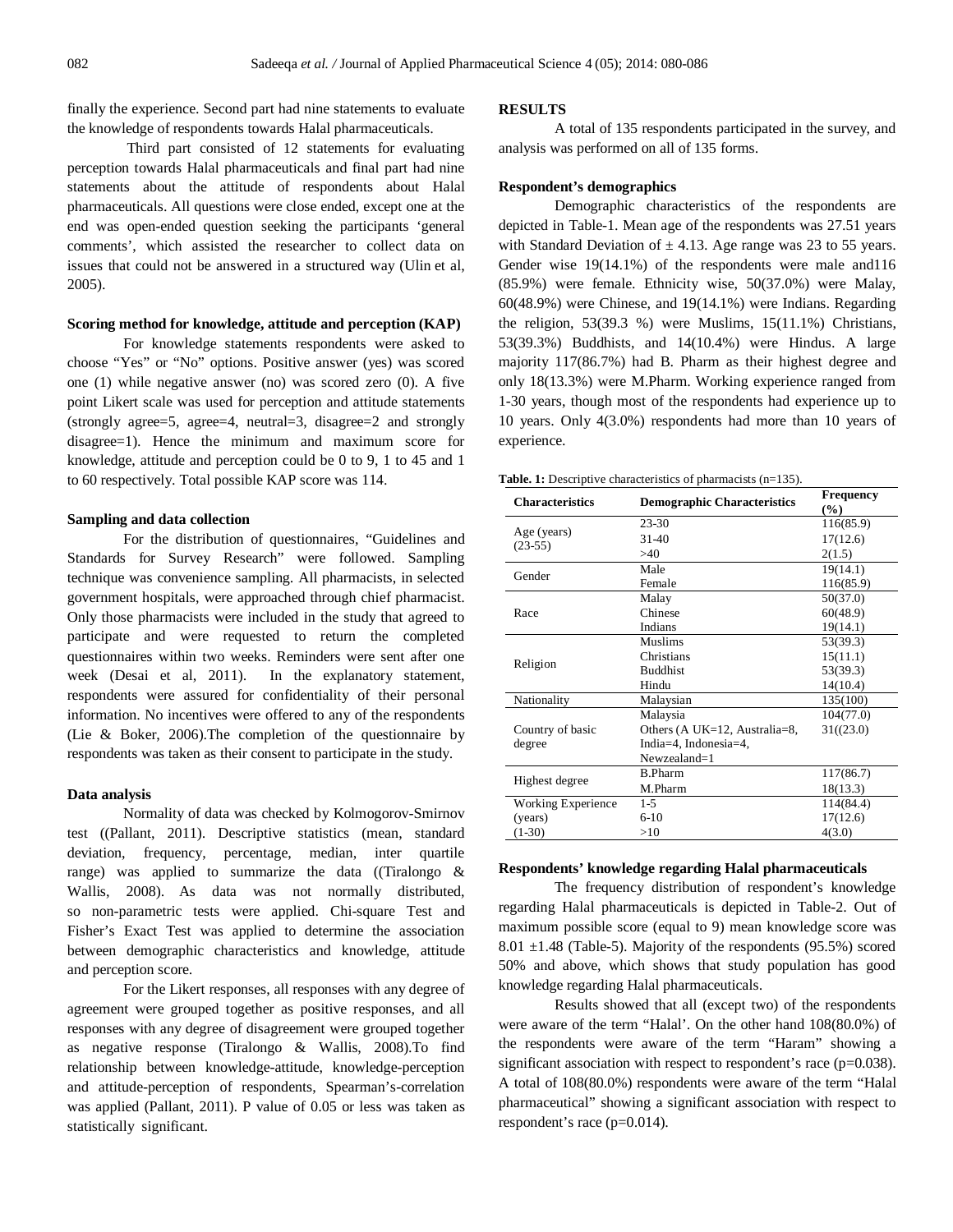finally the experience. Second part had nine statements to evaluate the knowledge of respondents towards Halal pharmaceuticals.

Third part consisted of 12 statements for evaluating perception towards Halal pharmaceuticals and final part had nine statements about the attitude of respondents about Halal pharmaceuticals. All questions were close ended, except one at the end was open-ended question seeking the participants 'general comments', which assisted the researcher to collect data on issues that could not be answered in a structured way (Ulin et al, 2005).

### Scoring method for knowledge, attitude and perception (KAP)

For knowledge statements respondents were asked to choose "Yes" or "No" options. Positive answer (yes) was scored one (1) while negative answer (no) was scored zero (0). A five point Likert scale was used for perception and attitude statements (strongly agree=5, agree=4, neutral=3, disagree=2 and strongly disagree=1). Hence the minimum and maximum score for knowledge, attitude and perception could be 0 to 9, 1 to 45 and 1 to 60 respectively. Total possible KAP score was 114.

### Sampling and data collection

For the distribution of questionnaires, "Guidelines and Standards for Survey Research" were followed. Sampling technique was convenience sampling. All pharmacists, in selected government hospitals, were approached through chief pharmacist. Only those pharmacists were included in the study that agreed to participate and were requested to return the completed questionnaires within two weeks. Reminders were sent after one week (Desai et al, 2011). In the explanatory statement, respondents were assured for confidentiality of their personal information. No incentives were offered to any of the respondents (Lie & Boker, 2006).The completion of the questionnaire by respondents was taken as their consent to participate in the study.

### Data analysis

Normality of data was checked by Kolmogorov-Smirnov test ((Pallant, 2011). Descriptive statistics (mean, standard deviation, frequency, percentage, median, inter quartile range) was applied to summarize the data ((Tiralongo & Wallis, 2008). As data was not normally distributed, so non-parametric tests were applied. Chi-square Test and Fisher's Exact Test was applied to determine the association between demographic characteristics and knowledge, attitude and perception score.

For the Likert responses, all responses with any degree of agreement were grouped together as positive responses, and all responses with any degree of disagreement were grouped together as negative response (Tiralongo & Wallis, 2008).To find relationship between knowledge-attitude, knowledge-perception and attitude-perception of respondents, Spearman's-correlation was applied (Pallant, 2011). P value of 0.05 or less was taken as statistically significant.

## RESULTS

A total of 135 respondents participated in the survey, and analysis was performed on all of 135 forms.

### Respondent's demographics

Demographic characteristics of the respondents are depicted in Table-1. Mean age of the respondents was 27.51 years with Standard Deviation of ± 4.13. Age range was 23 to 55 years. Gender wise 19(14.1%) of the respondents were male and116 (85.9%) were female. Ethnicity wise, 50(37.0%) were Malay, 60(48.9%) were Chinese, and 19(14.1%) were Indians. Regarding the religion, 53(39.3 %) were Muslims, 15(11.1%) Christians, 53(39.3%) Buddhists, and 14(10.4%) were Hindus. A large majority 117(86.7%) had B. Pharm as their highest degree and only 18(13.3%) were M.Pharm. Working experience ranged from 1-30 years, though most of the respondents had experience up to 10 years. Only 4(3.0%) respondents had more than 10 years of experience.

**Table. 1:** Descriptive characteristics of pharmacists (n=135).

| Characteristics | Demographic Characteristics | Frequency (%) |
|---|---|---|
| Age (years) (23-55) | 23-30 | 116(85.9) |
| | 31-40 | 17(12.6) |
| | >40 | 2(1.5) |
| Gender | Male | 19(14.1) |
| | Female | 116(85.9) |
| Race | Malay | 50(37.0) |
| | Chinese | 60(48.9) |
| | Indians | 19(14.1) |
| Religion | Muslims | 53(39.3) |
| | Christians | 15(11.1) |
| | Buddhist | 53(39.3) |
| | Hindu | 14(10.4) |
| Nationality | Malaysian | 135(100) |
| Country of basic degree | Malaysia | 104(77.0) |
| | Others (A UK=12, Australia=8, India=4, Indonesia=4, Newzealand=1 | 31((23.0) |
| Highest degree | B.Pharm | 117(86.7) |
| | M.Pharm | 18(13.3) |
| Working Experience (years) (1-30) | 1-5 | 114(84.4) |
| | 6-10 | 17(12.6) |
| | >10 | 4(3.0) |

### Respondents' knowledge regarding Halal pharmaceuticals

The frequency distribution of respondent's knowledge regarding Halal pharmaceuticals is depicted in Table-2. Out of maximum possible score (equal to 9) mean knowledge score was 8.01 ±1.48 (Table-5). Majority of the respondents (95.5%) scored 50% and above, which shows that study population has good knowledge regarding Halal pharmaceuticals.

Results showed that all (except two) of the respondents were aware of the term "Halal'. On the other hand 108(80.0%) of the respondents were aware of the term "Haram" showing a significant association with respect to respondent's race (p=0.038). A total of 108(80.0%) respondents were aware of the term "Halal pharmaceutical" showing a significant association with respect to respondent's race (p=0.014).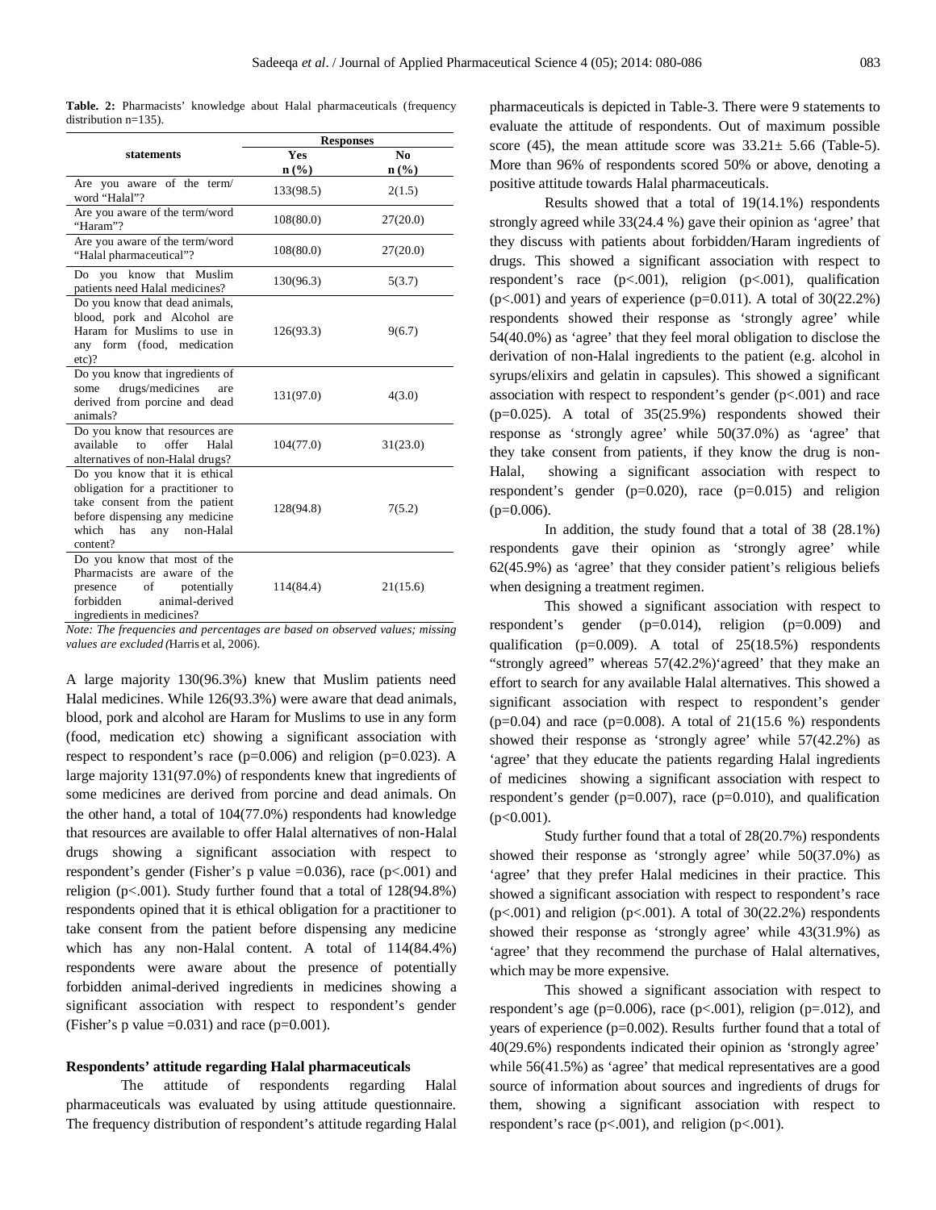**Table. 2:** Pharmacists' knowledge about Halal pharmaceuticals (frequency distribution n=135).

| statements | Responses | |
|---|---|---|
| | Yes n (%) | No n (%) |
| Are you aware of the term/ word "Halal"? | 133(98.5) | 2(1.5) |
| Are you aware of the term/word "Haram"? | 108(80.0) | 27(20.0) |
| Are you aware of the term/word "Halal pharmaceutical"? | 108(80.0) | 27(20.0) |
| Do you know that Muslim patients need Halal medicines? | 130(96.3) | 5(3.7) |
| Do you know that dead animals, blood, pork and Alcohol are Haram for Muslims to use in any form (food, medication etc)? | 126(93.3) | 9(6.7) |
| Do you know that ingredients of some drugs/medicines are derived from porcine and dead animals? | 131(97.0) | 4(3.0) |
| Do you know that resources are available to offer Halal alternatives of non-Halal drugs? | 104(77.0) | 31(23.0) |
| Do you know that it is ethical obligation for a practitioner to take consent from the patient before dispensing any medicine which has any non-Halal content? | 128(94.8) | 7(5.2) |
| Do you know that most of the Pharmacists are aware of the presence of potentially forbidden animal-derived ingredients in medicines? | 114(84.4) | 21(15.6) |

*Note: The frequencies and percentages are based on observed values; missing values are excluded (*Harris et al, 2006).

A large majority 130(96.3%) knew that Muslim patients need Halal medicines. While 126(93.3%) were aware that dead animals, blood, pork and alcohol are Haram for Muslims to use in any form (food, medication etc) showing a significant association with respect to respondent's race (p=0.006) and religion (p=0.023). A large majority 131(97.0%) of respondents knew that ingredients of some medicines are derived from porcine and dead animals. On the other hand, a total of 104(77.0%) respondents had knowledge that resources are available to offer Halal alternatives of non-Halal drugs showing a significant association with respect to respondent's gender (Fisher's p value =0.036), race (p<.001) and religion (p<.001). Study further found that a total of 128(94.8%) respondents opined that it is ethical obligation for a practitioner to take consent from the patient before dispensing any medicine which has any non-Halal content. A total of 114(84.4%) respondents were aware about the presence of potentially forbidden animal-derived ingredients in medicines showing a significant association with respect to respondent's gender (Fisher's p value =0.031) and race (p=0.001).

#### Respondents' attitude regarding Halal pharmaceuticals

The attitude of respondents regarding Halal pharmaceuticals was evaluated by using attitude questionnaire. The frequency distribution of respondent's attitude regarding Halal pharmaceuticals is depicted in Table-3. There were 9 statements to evaluate the attitude of respondents. Out of maximum possible score (45), the mean attitude score was 33.21± 5.66 (Table-5). More than 96% of respondents scored 50% or above, denoting a positive attitude towards Halal pharmaceuticals.

Results showed that a total of 19(14.1%) respondents strongly agreed while 33(24.4 %) gave their opinion as 'agree' that they discuss with patients about forbidden/Haram ingredients of drugs. This showed a significant association with respect to respondent's race (p<.001), religion (p<.001), qualification (p<.001) and years of experience (p=0.011). A total of 30(22.2%) respondents showed their response as 'strongly agree' while 54(40.0%) as 'agree' that they feel moral obligation to disclose the derivation of non-Halal ingredients to the patient (e.g. alcohol in syrups/elixirs and gelatin in capsules). This showed a significant association with respect to respondent's gender (p<.001) and race (p=0.025). A total of 35(25.9%) respondents showed their response as 'strongly agree' while 50(37.0%) as 'agree' that they take consent from patients, if they know the drug is non-Halal, showing a significant association with respect to respondent's gender (p=0.020), race (p=0.015) and religion (p=0.006).

In addition, the study found that a total of 38 (28.1%) respondents gave their opinion as 'strongly agree' while 62(45.9%) as 'agree' that they consider patient's religious beliefs when designing a treatment regimen.

This showed a significant association with respect to respondent's gender (p=0.014), religion (p=0.009) and qualification (p=0.009). A total of 25(18.5%) respondents "strongly agreed" whereas 57(42.2%)'agreed' that they make an effort to search for any available Halal alternatives. This showed a significant association with respect to respondent's gender (p=0.04) and race (p=0.008). A total of 21(15.6 %) respondents showed their response as 'strongly agree' while 57(42.2%) as 'agree' that they educate the patients regarding Halal ingredients of medicines showing a significant association with respect to respondent's gender (p=0.007), race (p=0.010), and qualification (p<0.001).

Study further found that a total of 28(20.7%) respondents showed their response as 'strongly agree' while 50(37.0%) as 'agree' that they prefer Halal medicines in their practice. This showed a significant association with respect to respondent's race (p<.001) and religion (p<.001). A total of 30(22.2%) respondents showed their response as 'strongly agree' while 43(31.9%) as 'agree' that they recommend the purchase of Halal alternatives, which may be more expensive.

This showed a significant association with respect to respondent's age (p=0.006), race (p<.001), religion (p=.012), and years of experience (p=0.002). Results further found that a total of 40(29.6%) respondents indicated their opinion as 'strongly agree' while 56(41.5%) as 'agree' that medical representatives are a good source of information about sources and ingredients of drugs for them, showing a significant association with respect to respondent's race (p<.001), and religion (p<.001).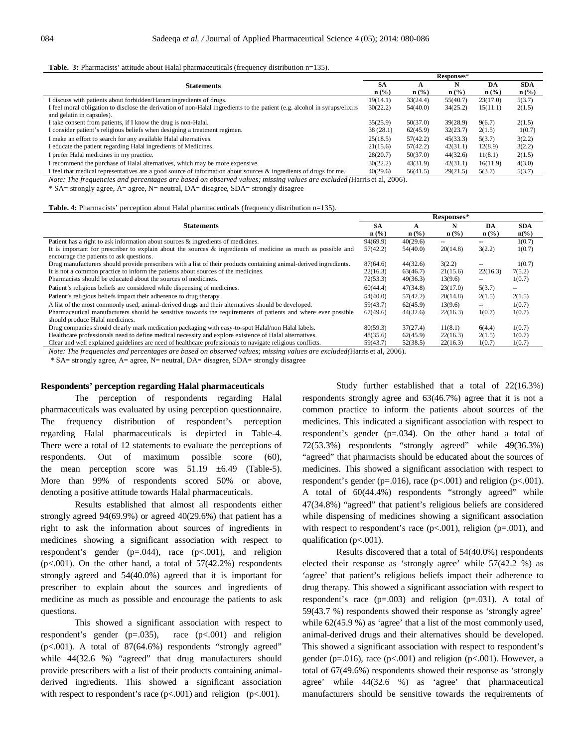**Table. 3:** Pharmacists' attitude about Halal pharmaceuticals (frequency distribution n=135).

| Statements | Responses* | | | | |
|---|---|---|---|---|---|
| | SA n (%) | A n (%) | N n (%) | DA n (%) | SDA n (%) |
| I discuss with patients about forbidden/Haram ingredients of drugs. | 19(14.1) | 33(24.4) | 55(40.7) | 23(17.0) | 5(3.7) |
| I feel moral obligation to disclose the derivation of non-Halal ingredients to the patient (e.g. alcohol in syrups/elixirs and gelatin in capsules). | 30(22.2) | 54(40.0) | 34(25.2) | 15(11.1) | 2(1.5) |
| I take consent from patients, if I know the drug is non-Halal. | 35(25.9) | 50(37.0) | 39(28.9) | 9(6.7) | 2(1.5) |
| I consider patient's religious beliefs when designing a treatment regimen. | 38 (28.1) | 62(45.9) | 32(23.7) | 2(1.5) | 1(0.7) |
| I make an effort to search for any available Halal alternatives. | 25(18.5) | 57(42.2) | 45(33.3) | 5(3.7) | 3(2.2) |
| I educate the patient regarding Halal ingredients of Medicines. | 21(15.6) | 57(42.2) | 42(31.1) | 12(8.9) | 3(2.2) |
| I prefer Halal medicines in my practice. | 28(20.7) | 50(37.0) | 44(32.6) | 11(8.1) | 2(1.5) |
| I recommend the purchase of Halal alternatives, which may be more expensive. | 30(22.2) | 43(31.9) | 42(31.1) | 16(11.9) | 4(3.0) |
| I feel that medical representatives are a good source of information about sources & ingredients of drugs for me. | 40(29.6) | 56(41.5) | 29(21.5) | 5(3.7) | 5(3.7) |

*Note: The frequencies and percentages are based on observed values; missing values are excluded (*Harris et al, 2006).

\* SA= strongly agree, A= agree, N= neutral, DA= disagree, SDA= strongly disagree

**Table. 4:** Pharmacists' perception about Halal pharmaceuticals (frequency distribution n=135).

| Statements | Responses* | | | | |
|---|---|---|---|---|---|
| | SA n (%) | A n (%) | N n (%) | DA n (%) | SDA n(%) |
| Patient has a right to ask information about sources & ingredients of medicines. | 94(69.9) | 40(29.6) | -- | -- | 1(0.7) |
| It is important for prescriber to explain about the sources & ingredients of medicine as much as possible and encourage the patients to ask questions. | 57(42.2) | 54(40.0) | 20(14.8) | 3(2.2) | 1(0.7) |
| Drug manufacturers should provide prescribers with a list of their products containing animal-derived ingredients. | 87(64.6) | 44(32.6) | 3(2.2) | -- | 1(0.7) |
| It is not a common practice to inform the patients about sources of the medicines. | 22(16.3) | 63(46.7) | 21(15.6) | 22(16.3) | 7(5.2) |
| Pharmacists should be educated about the sources of medicines. | 72(53.3) | 49(36.3) | 13(9.6) | -- | 1(0.7) |
| Patient's religious beliefs are considered while dispensing of medicines. | 60(44.4) | 47(34.8) | 23(17.0) | 5(3.7) | -- |
| Patient's religious beliefs impact their adherence to drug therapy. | 54(40.0) | 57(42.2) | 20(14.8) | 2(1.5) | 2(1.5) |
| A list of the most commonly used, animal-derived drugs and their alternatives should be developed. | 59(43.7) | 62(45.9) | 13(9.6) | -- | 1(0.7) |
| Pharmaceutical manufacturers should be sensitive towards the requirements of patients and where ever possible should produce Halal medicines. | 67(49.6) | 44(32.6) | 22(16.3) | 1(0.7) | 1(0.7) |
| Drug companies should clearly mark medication packaging with easy-to-spot Halal/non Halal labels. | 80(59.3) | 37(27.4) | 11(8.1) | 6(4.4) | 1(0.7) |
| Healthcare professionals need to define medical necessity and explore existence of Halal alternatives. | 48(35.6) | 62(45.9) | 22(16.3) | 2(1.5) | 1(0.7) |
| Clear and well explained guidelines are need of healthcare professionals to navigate religious conflicts. | 59(43.7) | 52(38.5) | 22(16.3) | 1(0.7) | 1(0.7) |

*Note: The frequencies and percentages are based on observed values; missing values are excluded(*Harris et al, 2006).

\* SA= strongly agree, A= agree, N= neutral, DA= disagree, SDA= strongly disagree

### Respondents' perception regarding Halal pharmaceuticals

The perception of respondents regarding Halal pharmaceuticals was evaluated by using perception questionnaire. The frequency distribution of respondent's perception regarding Halal pharmaceuticals is depicted in Table-4. There were a total of 12 statements to evaluate the perceptions of respondents. Out of maximum possible score (60), the mean perception score was 51.19 ±6.49 (Table-5). More than 99% of respondents scored 50% or above, denoting a positive attitude towards Halal pharmaceuticals.

Results established that almost all respondents either strongly agreed 94(69.9%) or agreed 40(29.6%) that patient has a right to ask the information about sources of ingredients in medicines showing a significant association with respect to respondent's gender (p=.044), race (p<.001), and religion (p<.001). On the other hand, a total of 57(42.2%) respondents strongly agreed and 54(40.0%) agreed that it is important for prescriber to explain about the sources and ingredients of medicine as much as possible and encourage the patients to ask questions.

This showed a significant association with respect to respondent's gender (p=.035), race (p<.001) and religion (p<.001). A total of 87(64.6%) respondents "strongly agreed" while 44(32.6 %) "agreed" that drug manufacturers should provide prescribers with a list of their products containing animal-derived ingredients. This showed a significant association with respect to respondent's race (p<.001) and religion (p<.001).

Study further established that a total of 22(16.3%) respondents strongly agree and 63(46.7%) agree that it is not a common practice to inform the patients about sources of the medicines. This indicated a significant association with respect to respondent's gender (p=.034). On the other hand a total of 72(53.3%) respondents "strongly agreed" while 49(36.3%) "agreed" that pharmacists should be educated about the sources of medicines. This showed a significant association with respect to respondent's gender (p=.016), race (p<.001) and religion (p<.001). A total of 60(44.4%) respondents "strongly agreed" while 47(34.8%) "agreed" that patient's religious beliefs are considered while dispensing of medicines showing a significant association with respect to respondent's race (p<.001), religion (p=.001), and qualification (p<.001).

Results discovered that a total of 54(40.0%) respondents elected their response as 'strongly agree' while 57(42.2 %) as 'agree' that patient's religious beliefs impact their adherence to drug therapy. This showed a significant association with respect to respondent's race (p=.003) and religion (p=.031). A total of 59(43.7 %) respondents showed their response as 'strongly agree' while 62(45.9 %) as 'agree' that a list of the most commonly used, animal-derived drugs and their alternatives should be developed. This showed a significant association with respect to respondent's gender (p=.016), race (p<.001) and religion (p<.001). However, a total of 67(49.6%) respondents showed their response as 'strongly agree' while 44(32.6 %) as 'agree' that pharmaceutical manufacturers should be sensitive towards the requirements of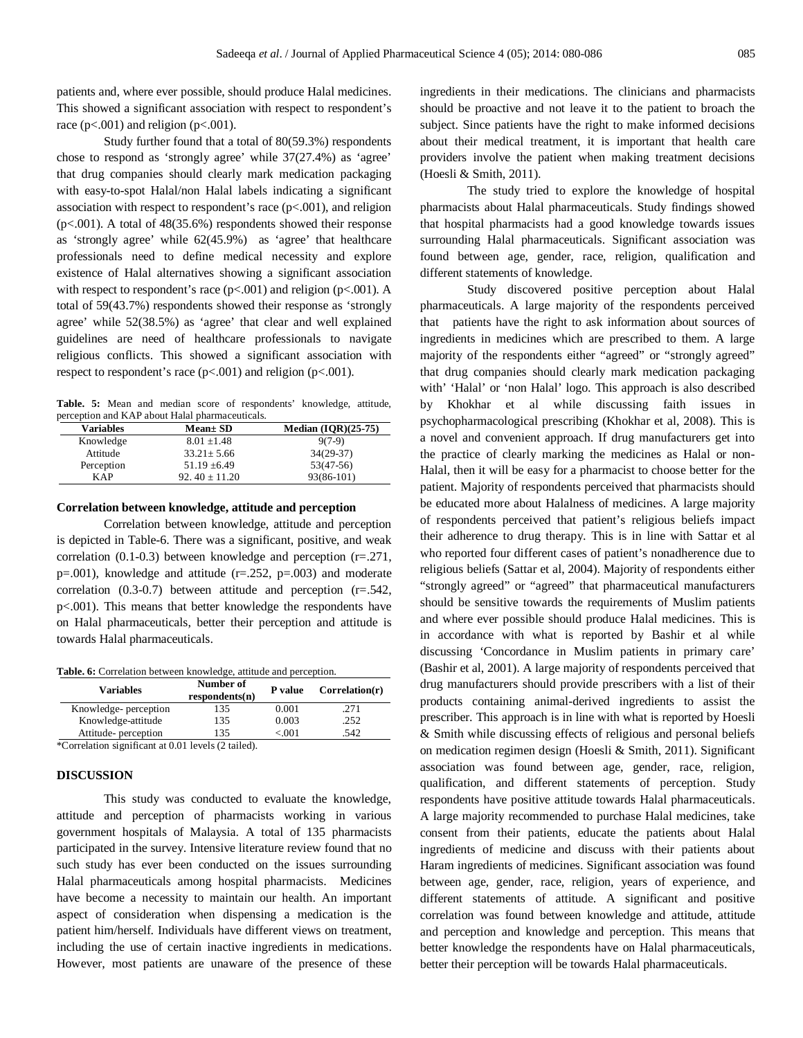patients and, where ever possible, should produce Halal medicines. This showed a significant association with respect to respondent's race ($p<.001$) and religion ($p<.001$).

Study further found that a total of 80(59.3%) respondents chose to respond as 'strongly agree' while 37(27.4%) as 'agree' that drug companies should clearly mark medication packaging with easy-to-spot Halal/non Halal labels indicating a significant association with respect to respondent's race ($p<.001$), and religion ($p<.001$). A total of 48(35.6%) respondents showed their response as 'strongly agree' while 62(45.9%) as 'agree' that healthcare professionals need to define medical necessity and explore existence of Halal alternatives showing a significant association with respect to respondent's race ($p<.001$) and religion ($p<.001$). A total of 59(43.7%) respondents showed their response as 'strongly agree' while 52(38.5%) as 'agree' that clear and well explained guidelines are need of healthcare professionals to navigate religious conflicts. This showed a significant association with respect to respondent's race ($p<.001$) and religion ($p<.001$).

**Table. 5:** Mean and median score of respondents' knowledge, attitude, perception and KAP about Halal pharmaceuticals.

| Variables | Mean± SD | Median (IQR)(25-75) |
|---|---|---|
| Knowledge | 8.01 ±1.48 | 9(7-9) |
| Attitude | 33.21± 5.66 | 34(29-37) |
| Perception | 51.19 ±6.49 | 53(47-56) |
| KAP | 92. 40 ± 11.20 | 93(86-101) |

### Correlation between knowledge, attitude and perception

Correlation between knowledge, attitude and perception is depicted in Table-6. There was a significant, positive, and weak correlation (0.1-0.3) between knowledge and perception ($r=.271$, $p=.001$), knowledge and attitude ($r=.252$, $p=.003$) and moderate correlation (0.3-0.7) between attitude and perception ($r=.542$, $p<.001$). This means that better knowledge the respondents have on Halal pharmaceuticals, better their perception and attitude is towards Halal pharmaceuticals.

**Table. 6:** Correlation between knowledge, attitude and perception.

| Variables | Number of respondents(n) | P value | Correlation(r) |
|---|---|---|---|
| Knowledge- perception | 135 | 0.001 | .271 |
| Knowledge-attitude | 135 | 0.003 | .252 |
| Attitude- perception | 135 | <.001 | .542 |

*Correlation significant at 0.01 levels (2 tailed).

## DISCUSSION

This study was conducted to evaluate the knowledge, attitude and perception of pharmacists working in various government hospitals of Malaysia. A total of 135 pharmacists participated in the survey. Intensive literature review found that no such study has ever been conducted on the issues surrounding Halal pharmaceuticals among hospital pharmacists. Medicines have become a necessity to maintain our health. An important aspect of consideration when dispensing a medication is the patient him/herself. Individuals have different views on treatment, including the use of certain inactive ingredients in medications. However, most patients are unaware of the presence of these ingredients in their medications. The clinicians and pharmacists should be proactive and not leave it to the patient to broach the subject. Since patients have the right to make informed decisions about their medical treatment, it is important that health care providers involve the patient when making treatment decisions (Hoesli & Smith, 2011).

The study tried to explore the knowledge of hospital pharmacists about Halal pharmaceuticals. Study findings showed that hospital pharmacists had a good knowledge towards issues surrounding Halal pharmaceuticals. Significant association was found between age, gender, race, religion, qualification and different statements of knowledge.

Study discovered positive perception about Halal pharmaceuticals. A large majority of the respondents perceived that patients have the right to ask information about sources of ingredients in medicines which are prescribed to them. A large majority of the respondents either "agreed" or "strongly agreed" that drug companies should clearly mark medication packaging with' 'Halal' or 'non Halal' logo. This approach is also described by Khokhar et al while discussing faith issues in psychopharmacological prescribing (Khokhar et al, 2008). This is a novel and convenient approach. If drug manufacturers get into the practice of clearly marking the medicines as Halal or non-Halal, then it will be easy for a pharmacist to choose better for the patient. Majority of respondents perceived that pharmacists should be educated more about Halalness of medicines. A large majority of respondents perceived that patient's religious beliefs impact their adherence to drug therapy. This is in line with Sattar et al who reported four different cases of patient's nonadherence due to religious beliefs (Sattar et al, 2004). Majority of respondents either "strongly agreed" or "agreed" that pharmaceutical manufacturers should be sensitive towards the requirements of Muslim patients and where ever possible should produce Halal medicines. This is in accordance with what is reported by Bashir et al while discussing 'Concordance in Muslim patients in primary care' (Bashir et al, 2001). A large majority of respondents perceived that drug manufacturers should provide prescribers with a list of their products containing animal-derived ingredients to assist the prescriber. This approach is in line with what is reported by Hoesli & Smith while discussing effects of religious and personal beliefs on medication regimen design (Hoesli & Smith, 2011). Significant association was found between age, gender, race, religion, qualification, and different statements of perception. Study respondents have positive attitude towards Halal pharmaceuticals. A large majority recommended to purchase Halal medicines, take consent from their patients, educate the patients about Halal ingredients of medicine and discuss with their patients about Haram ingredients of medicines. Significant association was found between age, gender, race, religion, years of experience, and different statements of attitude. A significant and positive correlation was found between knowledge and attitude, attitude and perception and knowledge and perception. This means that better knowledge the respondents have on Halal pharmaceuticals, better their perception will be towards Halal pharmaceuticals.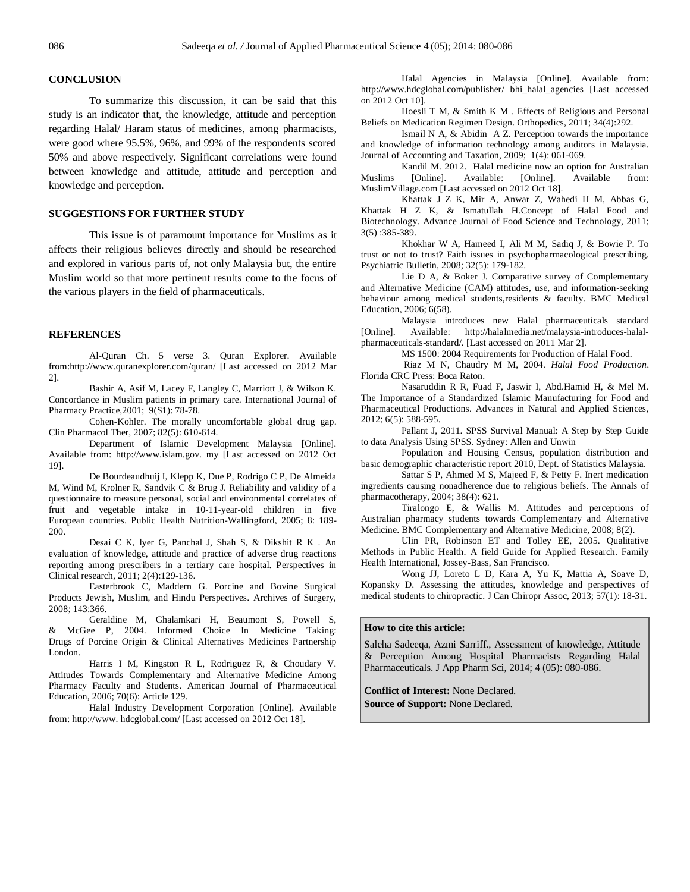## CONCLUSION

To summarize this discussion, it can be said that this study is an indicator that, the knowledge, attitude and perception regarding Halal/ Haram status of medicines, among pharmacists, were good where 95.5%, 96%, and 99% of the respondents scored 50% and above respectively. Significant correlations were found between knowledge and attitude, attitude and perception and knowledge and perception.

## SUGGESTIONS FOR FURTHER STUDY

This issue is of paramount importance for Muslims as it affects their religious believes directly and should be researched and explored in various parts of, not only Malaysia but, the entire Muslim world so that more pertinent results come to the focus of the various players in the field of pharmaceuticals.

## REFERENCES

Al-Quran Ch. 5 verse 3. Quran Explorer. Available from:http://www.quranexplorer.com/quran/ [Last accessed on 2012 Mar 2].

Bashir A, Asif M, Lacey F, Langley C, Marriott J, & Wilson K. Concordance in Muslim patients in primary care. International Journal of Pharmacy Practice,2001; 9(S1): 78-78.

Cohen-Kohler. The morally uncomfortable global drug gap. Clin Pharmacol Ther, 2007; 82(5): 610-614.

Department of Islamic Development Malaysia [Online]. Available from: http://www.islam.gov. my [Last accessed on 2012 Oct 19].

De Bourdeaudhuij I, Klepp K, Due P, Rodrigo C P, De Almeida M, Wind M, Krolner R, Sandvik C & Brug J. Reliability and validity of a questionnaire to measure personal, social and environmental correlates of fruit and vegetable intake in 10-11-year-old children in five European countries. Public Health Nutrition-Wallingford, 2005; 8: 189-200.

Desai C K, lyer G, Panchal J, Shah S, & Dikshit R K . An evaluation of knowledge, attitude and practice of adverse drug reactions reporting among prescribers in a tertiary care hospital. Perspectives in Clinical research, 2011; 2(4):129-136.

Easterbrook C, Maddern G. Porcine and Bovine Surgical Products Jewish, Muslim, and Hindu Perspectives. Archives of Surgery, 2008; 143:366.

Geraldine M, Ghalamkari H, Beaumont S, Powell S, & McGee P, 2004. Informed Choice In Medicine Taking: Drugs of Porcine Origin & Clinical Alternatives Medicines Partnership London.

Harris I M, Kingston R L, Rodriguez R, & Choudary V. Attitudes Towards Complementary and Alternative Medicine Among Pharmacy Faculty and Students. American Journal of Pharmaceutical Education, 2006; 70(6): Article 129.

Halal Industry Development Corporation [Online]. Available from: http://www. hdcglobal.com/ [Last accessed on 2012 Oct 18].

Halal Agencies in Malaysia [Online]. Available from: http://www.hdcglobal.com/publisher/ bhi_halal_agencies [Last accessed on 2012 Oct 10].

Hoesli T M, & Smith K M . Effects of Religious and Personal Beliefs on Medication Regimen Design. Orthopedics, 2011; 34(4):292.

Ismail N A, & Abidin A Z. Perception towards the importance and knowledge of information technology among auditors in Malaysia. Journal of Accounting and Taxation, 2009; 1(4): 061-069.

Kandil M. 2012. Halal medicine now an option for Australian Muslims [Online]. Available: [Online]. Available from: MuslimVillage.com [Last accessed on 2012 Oct 18].

Khattak J Z K, Mir A, Anwar Z, Wahedi H M, Abbas G, Khattak H Z K, & Ismatullah H.Concept of Halal Food and Biotechnology. Advance Journal of Food Science and Technology, 2011; 3(5) :385-389.

Khokhar W A, Hameed I, Ali M M, Sadiq J, & Bowie P. To trust or not to trust? Faith issues in psychopharmacological prescribing. Psychiatric Bulletin, 2008; 32(5): 179-182.

Lie D A, & Boker J. Comparative survey of Complementary and Alternative Medicine (CAM) attitudes, use, and information-seeking behaviour among medical students,residents & faculty. BMC Medical Education, 2006; 6(58).

Malaysia introduces new Halal pharmaceuticals standard [Online]. Available: http://halalmedia.net/malaysia-introduces-halal-pharmaceuticals-standard/. [Last accessed on 2011 Mar 2].

MS 1500: 2004 Requirements for Production of Halal Food.

Riaz M N, Chaudry M M, 2004. *Halal Food Production*. Florida CRC Press: Boca Raton.

Nasaruddin R R, Fuad F, Jaswir I, Abd.Hamid H, & Mel M. The Importance of a Standardized Islamic Manufacturing for Food and Pharmaceutical Productions. Advances in Natural and Applied Sciences, 2012; 6(5): 588-595.

Pallant J, 2011. SPSS Survival Manual: A Step by Step Guide to data Analysis Using SPSS. Sydney: Allen and Unwin

Population and Housing Census, population distribution and basic demographic characteristic report 2010, Dept. of Statistics Malaysia.

Sattar S P, Ahmed M S, Majeed F, & Petty F. Inert medication ingredients causing nonadherence due to religious beliefs. The Annals of pharmacotherapy, 2004; 38(4): 621.

Tiralongo E, & Wallis M. Attitudes and perceptions of Australian pharmacy students towards Complementary and Alternative Medicine. BMC Complementary and Alternative Medicine, 2008; 8(2).

Ulin PR, Robinson ET and Tolley EE, 2005. Qualitative Methods in Public Health. A field Guide for Applied Research. Family Health International, Jossey-Bass, San Francisco.

Wong JJ, Loreto L D, Kara A, Yu K, Mattia A, Soave D, Kopansky D. Assessing the attitudes, knowledge and perspectives of medical students to chiropractic. J Can Chiropr Assoc, 2013; 57(1): 18-31.

**How to cite this article:**

Saleha Sadeeqa, Azmi Sarriff., Assessment of knowledge, Attitude & Perception Among Hospital Pharmacists Regarding Halal Pharmaceuticals. J App Pharm Sci, 2014; 4 (05): 080-086.

**Conflict of Interest:** None Declared.
**Source of Support:** None Declared.